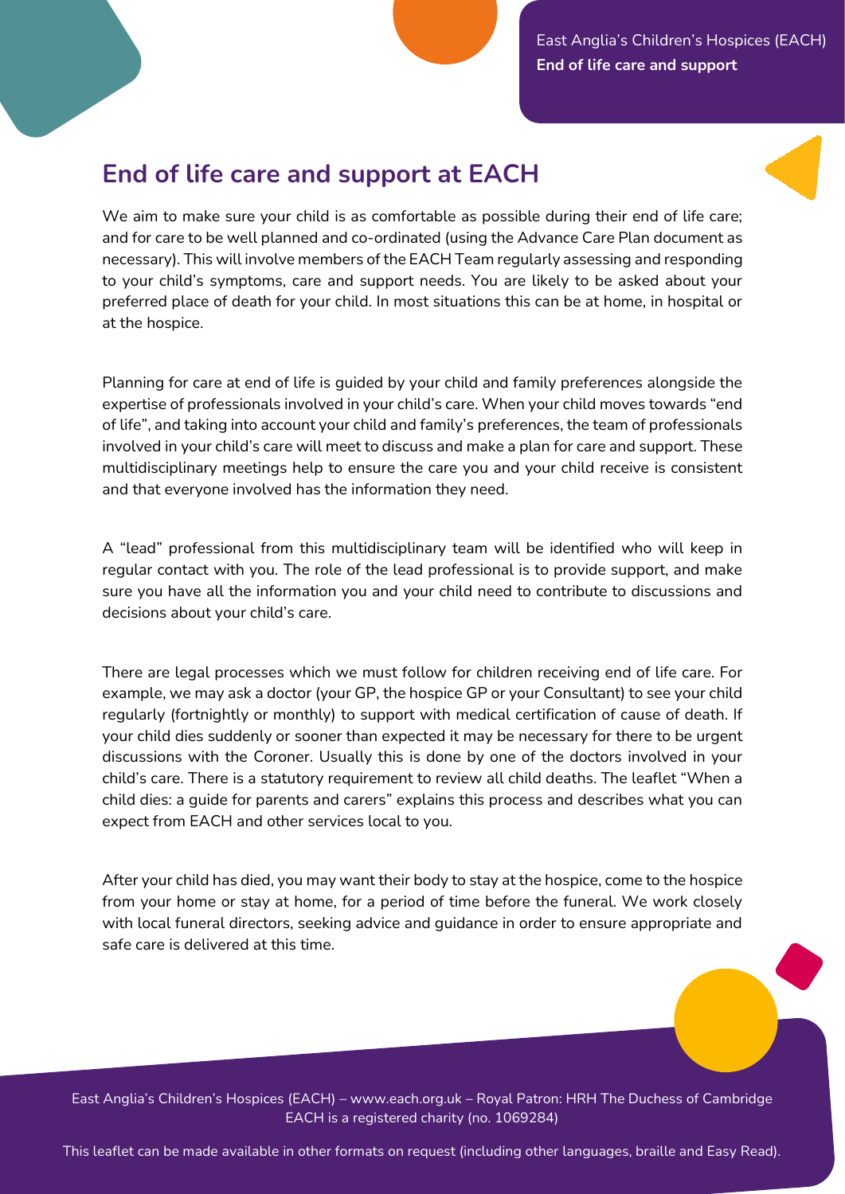# End of life care and support at EACH

We aim to make sure your child is as comfortable as possible during their end of life care; and for care to be well planned and co-ordinated (using the Advance Care Plan document as necessary). This will involve members of the EACH Team regularly assessing and responding to your child's symptoms, care and support needs. You are likely to be asked about your preferred place of death for your child. In most situations this can be at home, in hospital or at the hospice.

Planning for care at end of life is guided by your child and family preferences alongside the expertise of professionals involved in your child's care. When your child moves towards "end of life", and taking into account your child and family's preferences, the team of professionals involved in your child's care will meet to discuss and make a plan for care and support. These multidisciplinary meetings help to ensure the care you and your child receive is consistent and that everyone involved has the information they need.

A "lead" professional from this multidisciplinary team will be identified who will keep in regular contact with you. The role of the lead professional is to provide support, and make sure you have all the information you and your child need to contribute to discussions and decisions about your child's care.

There are legal processes which we must follow for children receiving end of life care. For example, we may ask a doctor (your GP, the hospice GP or your Consultant) to see your child regularly (fortnightly or monthly) to support with medical certification of cause of death. If your child dies suddenly or sooner than expected it may be necessary for there to be urgent discussions with the Coroner. Usually this is done by one of the doctors involved in your child's care. There is a statutory requirement to review all child deaths. The leaflet "When a child dies: a guide for parents and carers" explains this process and describes what you can expect from EACH and other services local to you.

After your child has died, you may want their body to stay at the hospice, come to the hospice from your home or stay at home, for a period of time before the funeral. We work closely with local funeral directors, seeking advice and guidance in order to ensure appropriate and safe care is delivered at this time.

East Anglia's Children's Hospices (EACH) – www.each.org.uk – Royal Patron: HRH The Duchess of Cambridge
EACH is a registered charity (no. 1069284)

This leaflet can be made available in other formats on request (including other languages, braille and Easy Read).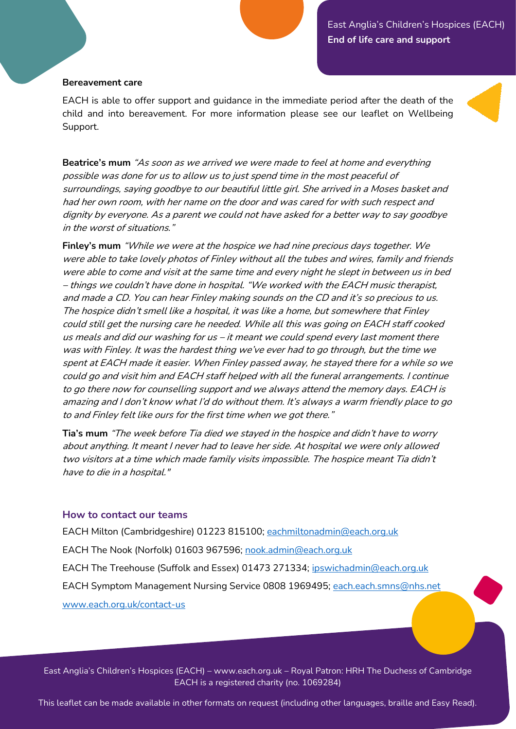### Bereavement care

EACH is able to offer support and guidance in the immediate period after the death of the child and into bereavement. For more information please see our leaflet on Wellbeing Support.

**Beatrice's mum** *"As soon as we arrived we were made to feel at home and everything possible was done for us to allow us to just spend time in the most peaceful of surroundings, saying goodbye to our beautiful little girl. She arrived in a Moses basket and had her own room, with her name on the door and was cared for with such respect and dignity by everyone. As a parent we could not have asked for a better way to say goodbye in the worst of situations."*

**Finley's mum** *"While we were at the hospice we had nine precious days together. We were able to take lovely photos of Finley without all the tubes and wires, family and friends were able to come and visit at the same time and every night he slept in between us in bed – things we couldn't have done in hospital. "We worked with the EACH music therapist, and made a CD. You can hear Finley making sounds on the CD and it's so precious to us. The hospice didn't smell like a hospital, it was like a home, but somewhere that Finley could still get the nursing care he needed. While all this was going on EACH staff cooked us meals and did our washing for us – it meant we could spend every last moment there was with Finley. It was the hardest thing we've ever had to go through, but the time we spent at EACH made it easier. When Finley passed away, he stayed there for a while so we could go and visit him and EACH staff helped with all the funeral arrangements. I continue to go there now for counselling support and we always attend the memory days. EACH is amazing and I don't know what I'd do without them. It's always a warm friendly place to go to and Finley felt like ours for the first time when we got there."*

**Tia's mum** *"The week before Tia died we stayed in the hospice and didn't have to worry about anything. It meant I never had to leave her side. At hospital we were only allowed two visitors at a time which made family visits impossible. The hospice meant Tia didn't have to die in a hospital."*

### How to contact our teams

EACH Milton (Cambridgeshire) 01223 815100; eachmiltonadmin@each.org.uk

EACH The Nook (Norfolk) 01603 967596; nook.admin@each.org.uk

EACH The Treehouse (Suffolk and Essex) 01473 271334; ipswichadmin@each.org.uk

EACH Symptom Management Nursing Service 0808 1969495; each.each.smns@nhs.net

www.each.org.uk/contact-us

East Anglia's Children's Hospices (EACH) – www.each.org.uk – Royal Patron: HRH The Duchess of Cambridge
EACH is a registered charity (no. 1069284)

This leaflet can be made available in other formats on request (including other languages, braille and Easy Read).